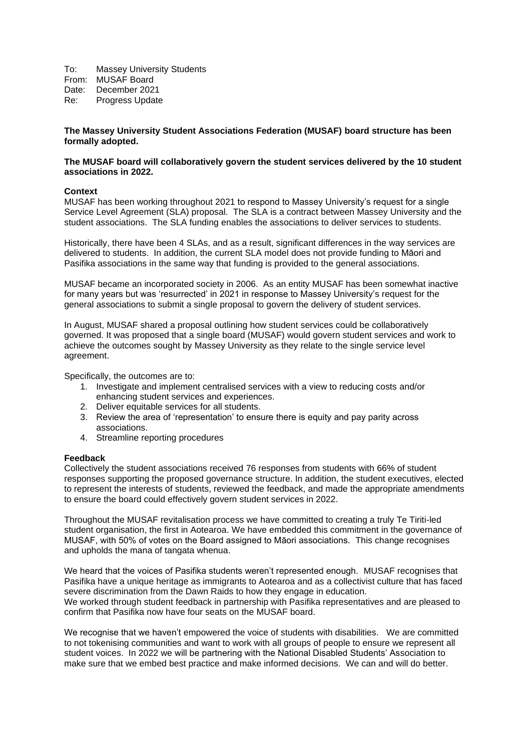To: Massey University Students
From: MUSAF Board
Date: December 2021
Re: Progress Update

**The Massey University Student Associations Federation (MUSAF) board structure has been formally adopted.**

**The MUSAF board will collaboratively govern the student services delivered by the 10 student associations in 2022.**

**Context**

MUSAF has been working throughout 2021 to respond to Massey University's request for a single Service Level Agreement (SLA) proposal. The SLA is a contract between Massey University and the student associations. The SLA funding enables the associations to deliver services to students.

Historically, there have been 4 SLAs, and as a result, significant differences in the way services are delivered to students. In addition, the current SLA model does not provide funding to Māori and Pasifika associations in the same way that funding is provided to the general associations.

MUSAF became an incorporated society in 2006. As an entity MUSAF has been somewhat inactive for many years but was 'resurrected' in 2021 in response to Massey University's request for the general associations to submit a single proposal to govern the delivery of student services.

In August, MUSAF shared a proposal outlining how student services could be collaboratively governed. It was proposed that a single board (MUSAF) would govern student services and work to achieve the outcomes sought by Massey University as they relate to the single service level agreement.

Specifically, the outcomes are to:

1. Investigate and implement centralised services with a view to reducing costs and/or enhancing student services and experiences.
2. Deliver equitable services for all students.
3. Review the area of 'representation' to ensure there is equity and pay parity across associations.
4. Streamline reporting procedures

**Feedback**

Collectively the student associations received 76 responses from students with 66% of student responses supporting the proposed governance structure. In addition, the student executives, elected to represent the interests of students, reviewed the feedback, and made the appropriate amendments to ensure the board could effectively govern student services in 2022.

Throughout the MUSAF revitalisation process we have committed to creating a truly Te Tiriti-led student organisation, the first in Aotearoa. We have embedded this commitment in the governance of MUSAF, with 50% of votes on the Board assigned to Māori associations. This change recognises and upholds the mana of tangata whenua.

We heard that the voices of Pasifika students weren't represented enough. MUSAF recognises that Pasifika have a unique heritage as immigrants to Aotearoa and as a collectivist culture that has faced severe discrimination from the Dawn Raids to how they engage in education.
We worked through student feedback in partnership with Pasifika representatives and are pleased to confirm that Pasifika now have four seats on the MUSAF board.

We recognise that we haven't empowered the voice of students with disabilities. We are committed to not tokenising communities and want to work with all groups of people to ensure we represent all student voices. In 2022 we will be partnering with the National Disabled Students' Association to make sure that we embed best practice and make informed decisions. We can and will do better.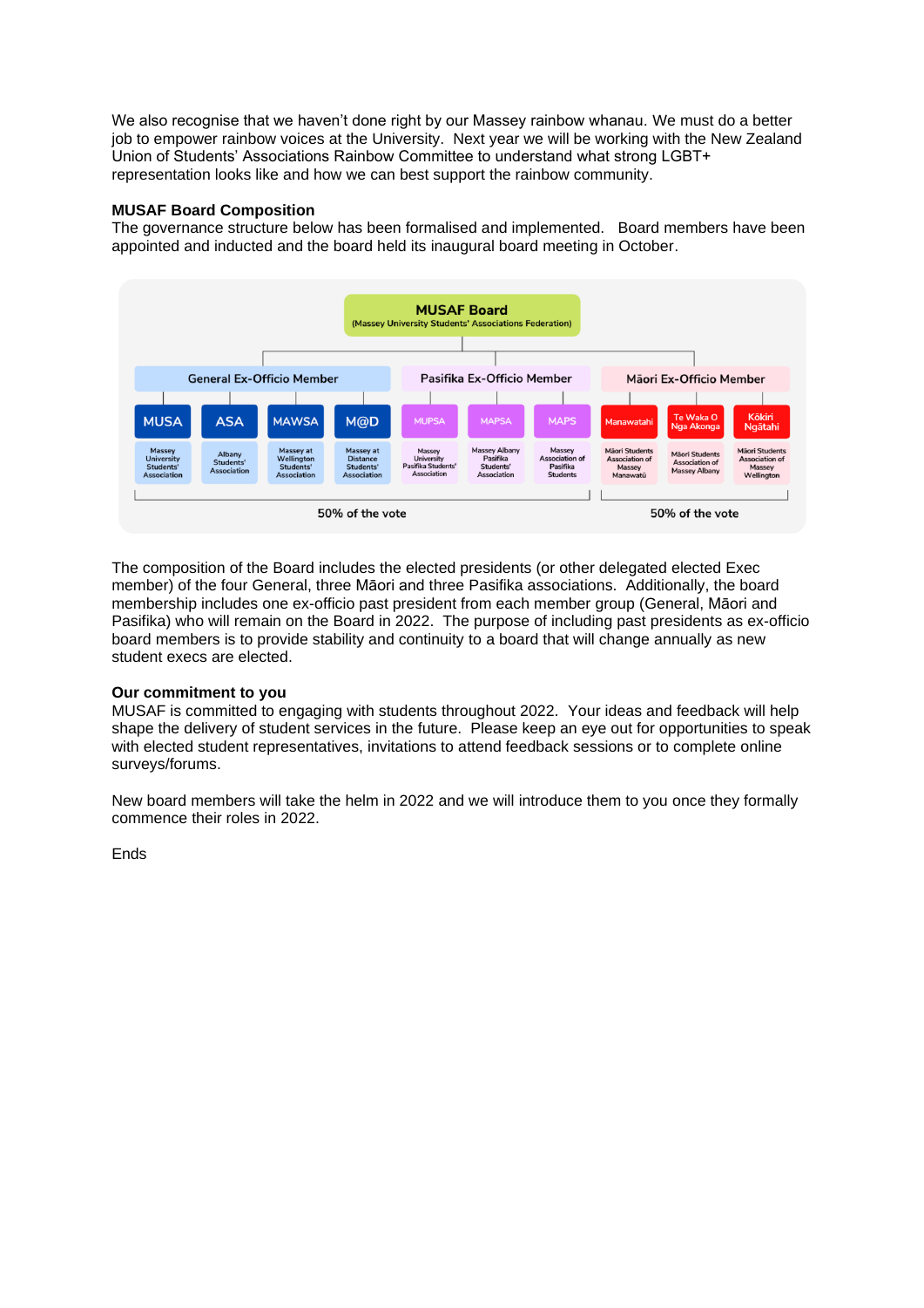We also recognise that we haven't done right by our Massey rainbow whanau. We must do a better job to empower rainbow voices at the University. Next year we will be working with the New Zealand Union of Students' Associations Rainbow Committee to understand what strong LGBT+ representation looks like and how we can best support the rainbow community.

**MUSAF Board Composition**
The governance structure below has been formalised and implemented. Board members have been appointed and inducted and the board held its inaugural board meeting in October.

MUSAF Board
(Massey University Students' Associations Federation)

General Ex-Officio Member
MUSA – Massey University Students' Association
ASA – Albany Students' Association
MAWSA – Massey at Wellington Students' Association
M@D – Massey at Distance Students' Association

Pasifika Ex-Officio Member
MUPSA – Massey University Pasifika Students' Association
MAPSA – Massey Albany Pasifika Students' Association
MAPS – Massey Association of Pasifika Students

Māori Ex-Officio Member
Manawatahi – Māori Students Association of Massey Manawatū
Te Waka O Nga Akonga – Māori Students Association of Massey Albany
Kōkiri Ngātahi – Māori Students Association of Massey Wellington

50% of the vote

50% of the vote

The composition of the Board includes the elected presidents (or other delegated elected Exec member) of the four General, three Māori and three Pasifika associations. Additionally, the board membership includes one ex-officio past president from each member group (General, Māori and Pasifika) who will remain on the Board in 2022. The purpose of including past presidents as ex-officio board members is to provide stability and continuity to a board that will change annually as new student execs are elected.

**Our commitment to you**
MUSAF is committed to engaging with students throughout 2022. Your ideas and feedback will help shape the delivery of student services in the future. Please keep an eye out for opportunities to speak with elected student representatives, invitations to attend feedback sessions or to complete online surveys/forums.

New board members will take the helm in 2022 and we will introduce them to you once they formally commence their roles in 2022.

Ends